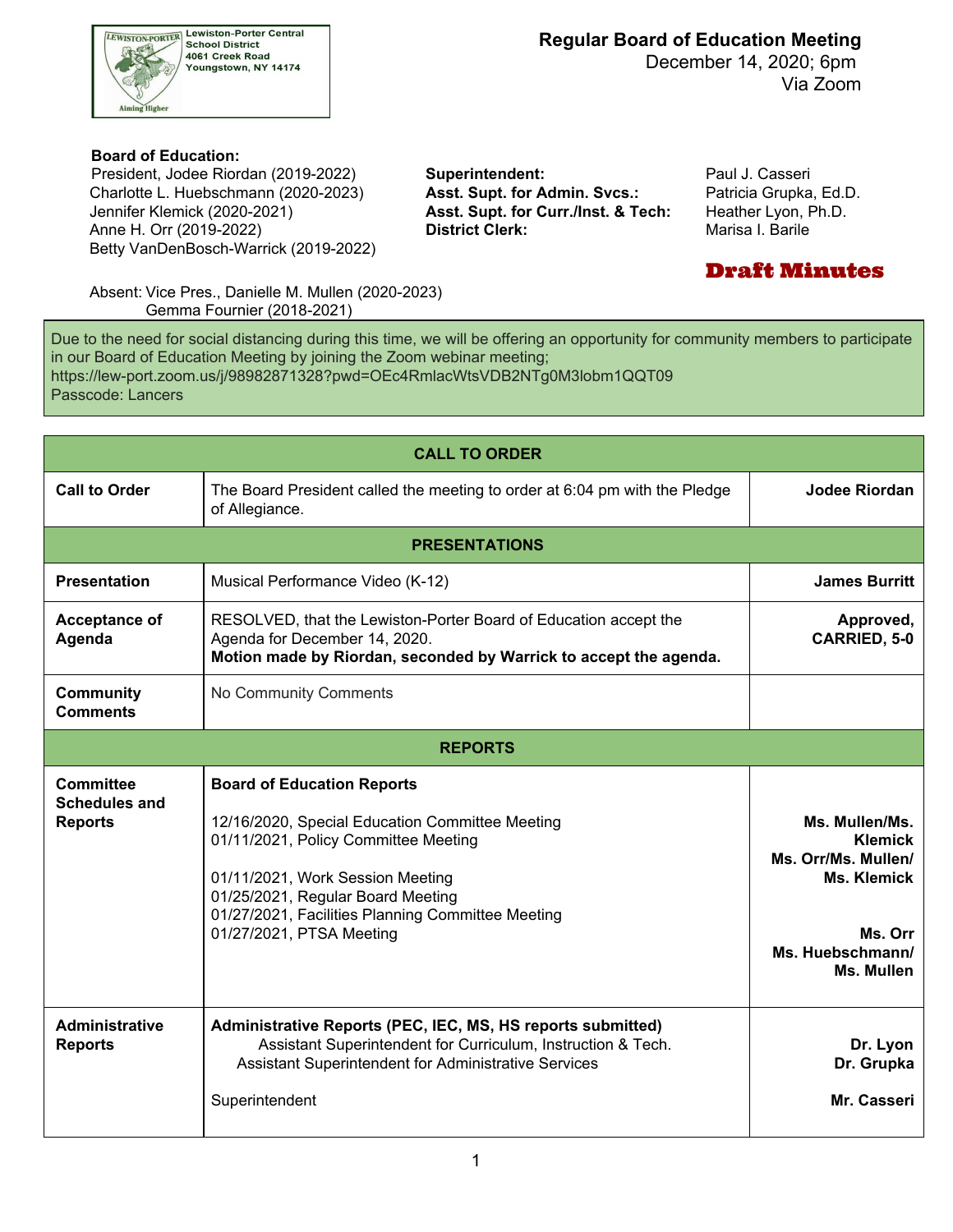Lewiston-Porter Central School District
4061 Creek Road
Youngstown, NY 14174

Aiming Higher

# Regular Board of Education Meeting

December 14, 2020; 6pm
Via Zoom

**Board of Education:**
President, Jodee Riordan (2019-2022)
Charlotte L. Huebschmann (2020-2023)
Jennifer Klemick (2020-2021)
Anne H. Orr (2019-2022)
Betty VanDenBosch-Warrick (2019-2022)

**Superintendent:** Paul J. Casseri
**Asst. Supt. for Admin. Svcs.:** Patricia Grupka, Ed.D.
**Asst. Supt. for Curr./Inst. & Tech:** Heather Lyon, Ph.D.
**District Clerk:** Marisa I. Barile

**Draft Minutes**

Absent: Vice Pres., Danielle M. Mullen (2020-2023)
Gemma Fournier (2018-2021)

Due to the need for social distancing during this time, we will be offering an opportunity for community members to participate in our Board of Education Meeting by joining the Zoom webinar meeting;
https://lew-port.zoom.us/j/98982871328?pwd=OEc4RmlacWtsVDB2NTg0M3lobm1QQT09
Passcode: Lancers

| **CALL TO ORDER** | | |
|---|---|---|
| **Call to Order** | The Board President called the meeting to order at 6:04 pm with the Pledge of Allegiance. | **Jodee Riordan** |
| **PRESENTATIONS** | | |
| **Presentation** | Musical Performance Video (K-12) | **James Burritt** |
| **Acceptance of Agenda** | RESOLVED, that the Lewiston-Porter Board of Education accept the Agenda for December 14, 2020. **Motion made by Riordan, seconded by Warrick to accept the agenda.** | **Approved, CARRIED, 5-0** |
| **Community Comments** | No Community Comments | |
| **REPORTS** | | |
| **Committee Schedules and Reports** | **Board of Education Reports**<br><br>12/16/2020, Special Education Committee Meeting<br>01/11/2021, Policy Committee Meeting<br><br>01/11/2021, Work Session Meeting<br>01/25/2021, Regular Board Meeting<br>01/27/2021, Facilities Planning Committee Meeting<br>01/27/2021, PTSA Meeting | **Ms. Mullen/Ms. Klemick**<br>**Ms. Orr/Ms. Mullen/ Ms. Klemick**<br><br><br>**Ms. Orr**<br>**Ms. Huebschmann/ Ms. Mullen** |
| **Administrative Reports** | **Administrative Reports (PEC, IEC, MS, HS reports submitted)**<br>Assistant Superintendent for Curriculum, Instruction & Tech.<br>Assistant Superintendent for Administrative Services<br><br>Superintendent | **Dr. Lyon**<br>**Dr. Grupka**<br><br>**Mr. Casseri** |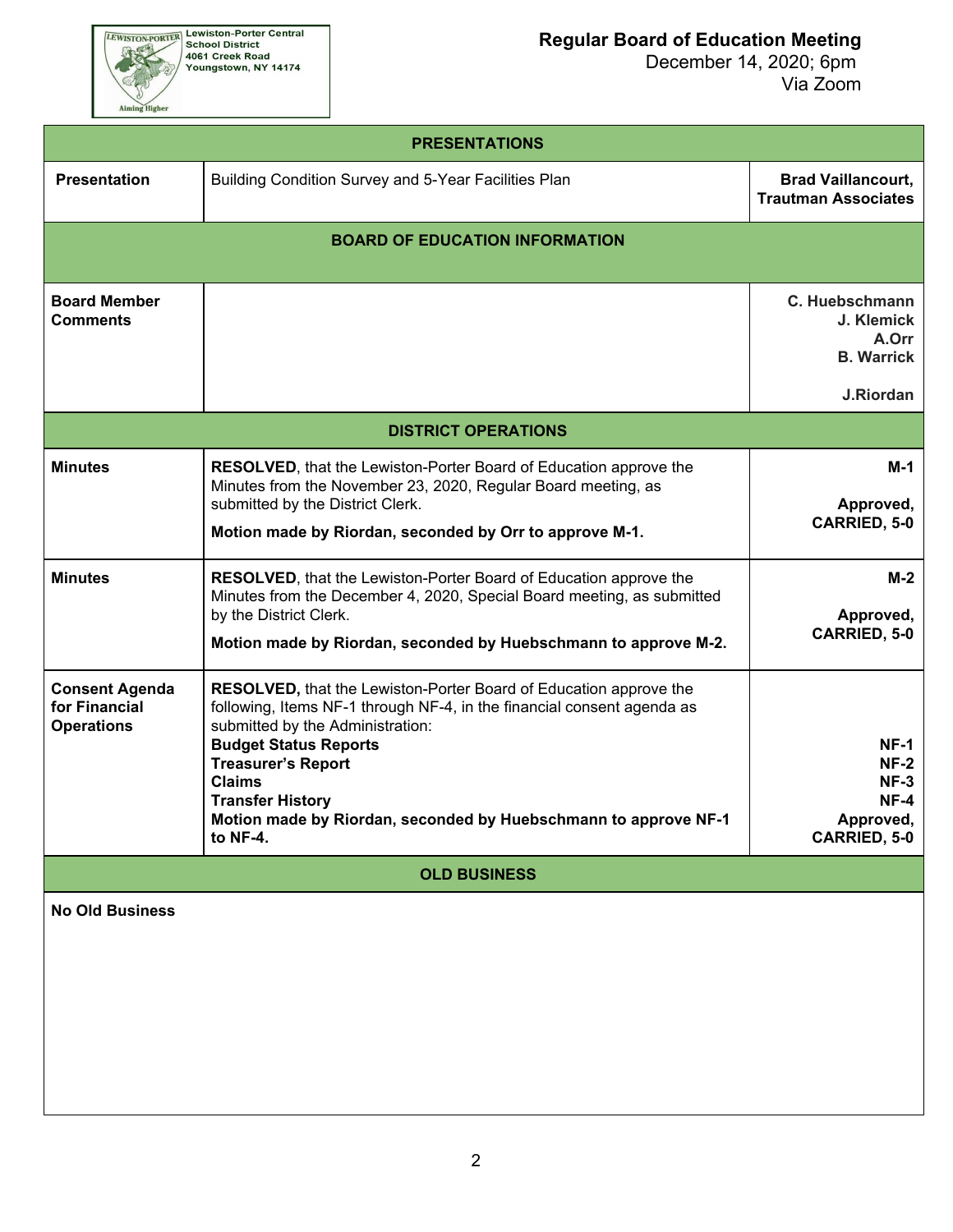| PRESENTATIONS | | |
|---|---|---|
| **Presentation** | Building Condition Survey and 5-Year Facilities Plan | **Brad Vaillancourt, Trautman Associates** |
| **BOARD OF EDUCATION INFORMATION** | | |
| **Board Member Comments** | | **C. Huebschmann**<br>**J. Klemick**<br>**A.Orr**<br>**B. Warrick**<br><br>**J.Riordan** |
| **DISTRICT OPERATIONS** | | |
| **Minutes** | **RESOLVED**, that the Lewiston-Porter Board of Education approve the Minutes from the November 23, 2020, Regular Board meeting, as submitted by the District Clerk.<br>**Motion made by Riordan, seconded by Orr to approve M-1.** | **M-1**<br><br>**Approved, CARRIED, 5-0** |
| **Minutes** | **RESOLVED**, that the Lewiston-Porter Board of Education approve the Minutes from the December 4, 2020, Special Board meeting, as submitted by the District Clerk.<br>**Motion made by Riordan, seconded by Huebschmann to approve M-2.** | **M-2**<br><br>**Approved, CARRIED, 5-0** |
| **Consent Agenda for Financial Operations** | **RESOLVED,** that the Lewiston-Porter Board of Education approve the following, Items NF-1 through NF-4, in the financial consent agenda as submitted by the Administration:<br>**Budget Status Reports**<br>**Treasurer's Report**<br>**Claims**<br>**Transfer History**<br>**Motion made by Riordan, seconded by Huebschmann to approve NF-1 to NF-4.** | <br><br><br>**NF-1**<br>**NF-2**<br>**NF-3**<br>**NF-4**<br>**Approved, CARRIED, 5-0** |
| **OLD BUSINESS** | | |
| **No Old Business** | | |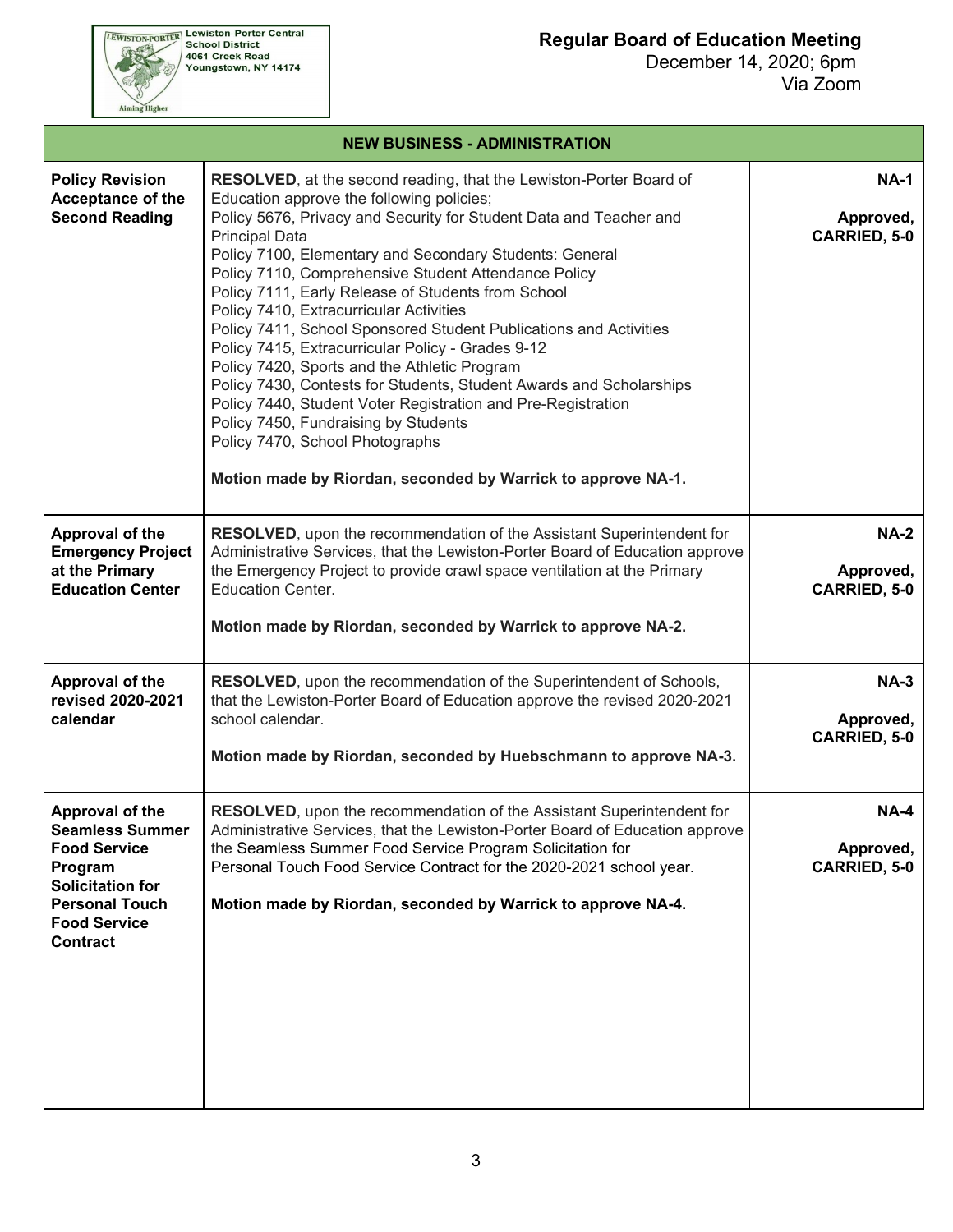Lewiston-Porter Central School District
4061 Creek Road
Youngstown, NY 14174

**Regular Board of Education Meeting**
December 14, 2020; 6pm
Via Zoom

| NEW BUSINESS - ADMINISTRATION | | |
|---|---|---|
| **Policy Revision Acceptance of the Second Reading** | **RESOLVED**, at the second reading, that the Lewiston-Porter Board of Education approve the following policies;<br>Policy 5676, Privacy and Security for Student Data and Teacher and Principal Data<br>Policy 7100, Elementary and Secondary Students: General<br>Policy 7110, Comprehensive Student Attendance Policy<br>Policy 7111, Early Release of Students from School<br>Policy 7410, Extracurricular Activities<br>Policy 7411, School Sponsored Student Publications and Activities<br>Policy 7415, Extracurricular Policy - Grades 9-12<br>Policy 7420, Sports and the Athletic Program<br>Policy 7430, Contests for Students, Student Awards and Scholarships<br>Policy 7440, Student Voter Registration and Pre-Registration<br>Policy 7450, Fundraising by Students<br>Policy 7470, School Photographs<br><br>**Motion made by Riordan, seconded by Warrick to approve NA-1.** | **NA-1**<br><br>**Approved, CARRIED, 5-0** |
| **Approval of the Emergency Project at the Primary Education Center** | **RESOLVED**, upon the recommendation of the Assistant Superintendent for Administrative Services, that the Lewiston-Porter Board of Education approve the Emergency Project to provide crawl space ventilation at the Primary Education Center.<br><br>**Motion made by Riordan, seconded by Warrick to approve NA-2.** | **NA-2**<br><br>**Approved, CARRIED, 5-0** |
| **Approval of the revised 2020-2021 calendar** | **RESOLVED**, upon the recommendation of the Superintendent of Schools, that the Lewiston-Porter Board of Education approve the revised 2020-2021 school calendar.<br><br>**Motion made by Riordan, seconded by Huebschmann to approve NA-3.** | **NA-3**<br><br>**Approved, CARRIED, 5-0** |
| **Approval of the Seamless Summer Food Service Program Solicitation for Personal Touch Food Service Contract** | **RESOLVED**, upon the recommendation of the Assistant Superintendent for Administrative Services, that the Lewiston-Porter Board of Education approve the Seamless Summer Food Service Program Solicitation for Personal Touch Food Service Contract for the 2020-2021 school year.<br><br>**Motion made by Riordan, seconded by Warrick to approve NA-4.** | **NA-4**<br><br>**Approved, CARRIED, 5-0** |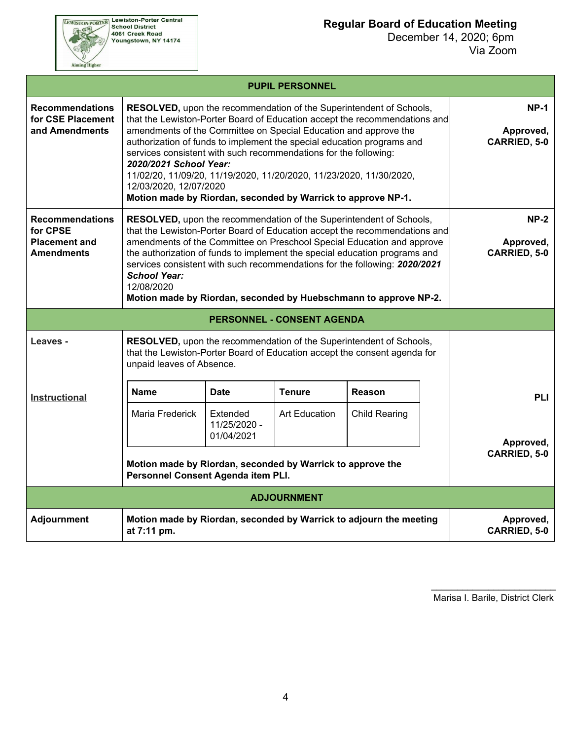Lewiston-Porter Central School District
4061 Creek Road
Youngstown, NY 14174

# Regular Board of Education Meeting

December 14, 2020; 6pm
Via Zoom

| | | |
|---|---|---|
| **PUPIL PERSONNEL** | | |
| **Recommendations for CSE Placement and Amendments** | **RESOLVED,** upon the recommendation of the Superintendent of Schools, that the Lewiston-Porter Board of Education accept the recommendations and amendments of the Committee on Special Education and approve the authorization of funds to implement the special education programs and services consistent with such recommendations for the following:<br>***2020/2021 School Year:***<br>11/02/20, 11/09/20, 11/19/2020, 11/20/2020, 11/23/2020, 11/30/2020, 12/03/2020, 12/07/2020<br>**Motion made by Riordan, seconded by Warrick to approve NP-1.** | **NP-1**<br><br>**Approved, CARRIED, 5-0** |
| **Recommendations for CPSE Placement and Amendments** | **RESOLVED,** upon the recommendation of the Superintendent of Schools, that the Lewiston-Porter Board of Education accept the recommendations and amendments of the Committee on Preschool Special Education and approve the authorization of funds to implement the special education programs and services consistent with such recommendations for the following: ***2020/2021 School Year:***<br>12/08/2020<br>**Motion made by Riordan, seconded by Huebschmann to approve NP-2.** | **NP-2**<br><br>**Approved, CARRIED, 5-0** |
| **PERSONNEL - CONSENT AGENDA** | | |
| **Leaves -**<br><br>**Instructional** | **RESOLVED,** upon the recommendation of the Superintendent of Schools, that the Lewiston-Porter Board of Education accept the consent agenda for unpaid leaves of Absence.<br><br>**Name** / **Date** / **Tenure** / **Reason**<br>Maria Frederick / Extended 11/25/2020 - 01/04/2021 / Art Education / Child Rearing<br><br>**Motion made by Riordan, seconded by Warrick to approve the Personnel Consent Agenda item PLI.** | **PLI**<br><br>**Approved, CARRIED, 5-0** |
| **ADJOURNMENT** | | |
| **Adjournment** | **Motion made by Riordan, seconded by Warrick to adjourn the meeting at 7:11 pm.** | **Approved, CARRIED, 5-0** |

________________________
Marisa I. Barile, District Clerk